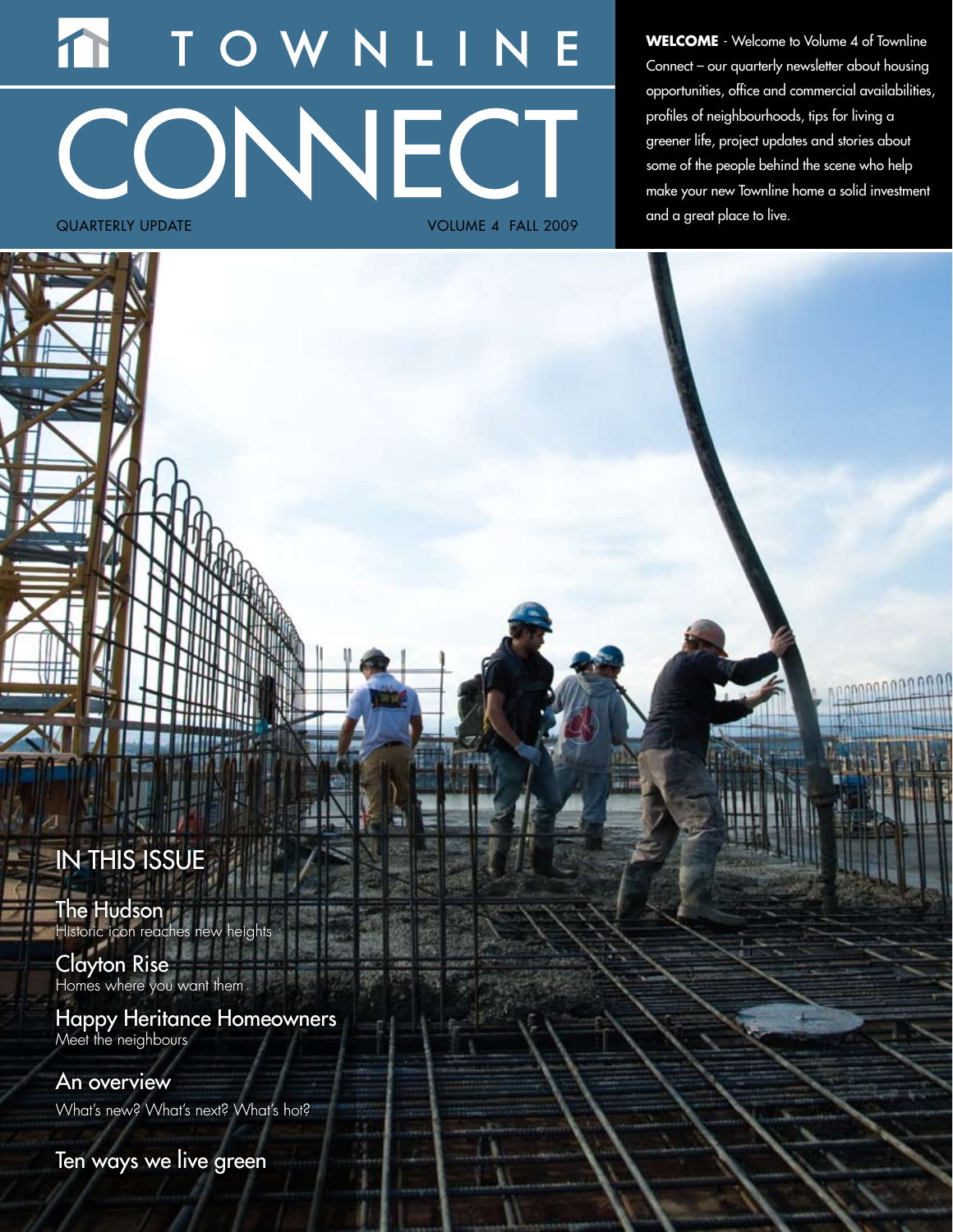# TOWNLINE CONNECT

QUARTERLY UPDATE

VOLUME 4 FALL 2009

**WELCOME** - Welcome to Volume 4 of Townline Connect – our quarterly newsletter about housing opportunities, office and commercial availabilities, profiles of neighbourhoods, tips for living a greener life, project updates and stories about some of the people behind the scene who help make your new Townline home a solid investment and a great place to live.

## IN THIS ISSUE

**The Hudson**
Historic icon reaches new heights

**Clayton Rise**
Homes where you want them

**Happy Heritance Homeowners**
Meet the neighbours

**An overview**
What's new? What's next? What's hot?

**Ten ways we live green**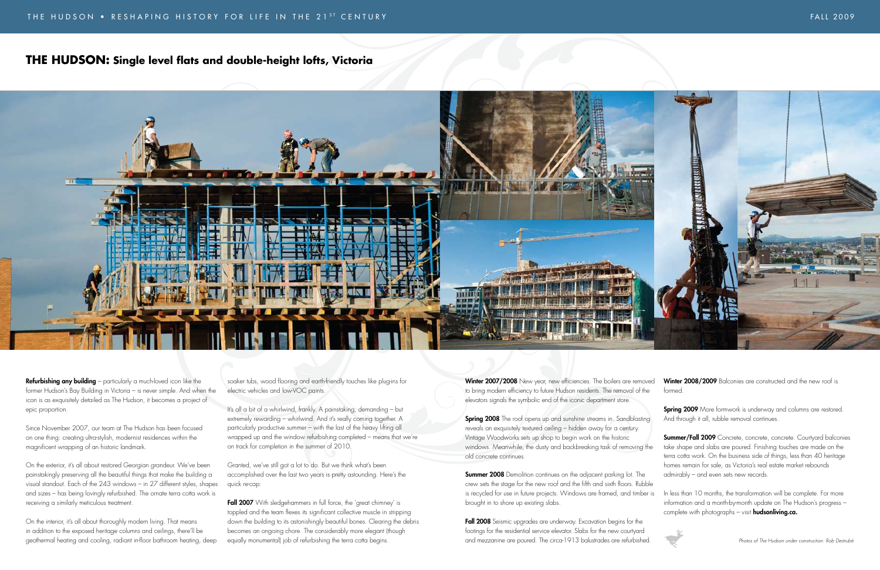## THE HUDSON: Single level flats and double-height lofts, Victoria

**Refurbishing any building** – particularly a much-loved icon like the former Hudson's Bay Building in Victoria – is never simple. And when the icon is as exquisitely detailed as The Hudson, it becomes a project of epic proportion.

Since November 2007, our team at The Hudson has been focused on one thing: creating ultra-stylish, modernist residences within the magnificent wrapping of an historic landmark.

On the exterior, it's all about restored Georgian grandeur. We've been painstakingly preserving all the beautiful things that make the building a visual standout. Each of the 243 windows – in 27 different styles, shapes and sizes – has being lovingly refurbished. The ornate terra cotta work is receiving a similarly meticulous treatment.

On the interior, it's all about thoroughly modern living. That means in addition to the exposed heritage columns and ceilings, there'll be geothermal heating and cooling, radiant in-floor bathroom heating, deep soaker tubs, wood flooring and earth-friendly touches like plug-ins for electric vehicles and low-VOC paints.

It's all a bit of a whirlwind, frankly. A painstaking, demanding – but extremely rewarding – whirlwind. And it's really coming together. A particularly productive summer – with the last of the heavy lifting all wrapped up and the window refurbishing completed – means that we're on track for completion in the summer of 2010.

Granted, we've still got a lot to do. But we think what's been accomplished over the last two years is pretty astounding. Here's the quick re-cap:

**Fall 2007** With sledgehammers in full force, the 'great chimney' is toppled and the team flexes its significant collective muscle in stripping down the building to its astonishingly beautiful bones. Clearing the debris becomes an ongoing chore. The considerably more elegant (though equally monumental) job of refurbishing the terra cotta begins.

**Winter 2007/2008** New year, new efficiencies. The boilers are removed to bring modern efficiency to future Hudson residents. The removal of the elevators signals the symbolic end of the iconic department store.

**Spring 2008** The roof opens up and sunshine streams in. Sandblasting reveals an exquisitely textured ceiling – hidden away for a century. Vintage Woodworks sets up shop to begin work on the historic windows. Meanwhile, the dusty and backbreaking task of removing the old concrete continues.

**Summer 2008** Demolition continues on the adjacent parking lot. The crew sets the stage for the new roof and the fifth and sixth floors. Rubble is recycled for use in future projects. Windows are framed, and timber is brought in to shore up existing slabs.

**Fall 2008** Seismic upgrades are underway. Excavation begins for the footings for the residential service elevator. Slabs for the new courtyard and mezzanine are poured. The circa-1913 balustrades are refurbished.

**Winter 2008/2009** Balconies are constructed and the new roof is formed.

**Spring 2009** More formwork is underway and columns are restored. And through it all, rubble removal continues.

**Summer/Fall 2009** Concrete, concrete, concrete. Courtyard balconies take shape and slabs are poured. Finishing touches are made on the terra cotta work. On the business side of things, less than 40 heritage homes remain for sale, as Victoria's real estate market rebounds admirably – and even sets new records.

In less than 10 months, the transformation will be complete. For more information and a month-by-month update on The Hudson's progress – complete with photographs – visit **hudsonliving.ca.**

*Photos of The Hudson under construction: Rob Destrubé*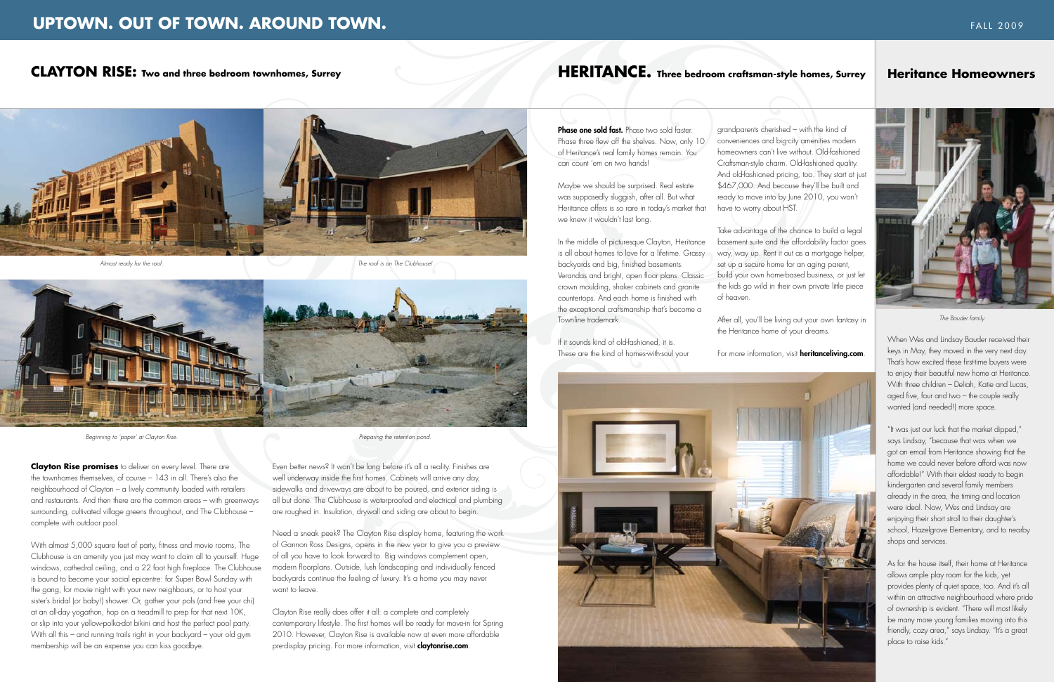# UPTOWN. OUT OF TOWN. AROUND TOWN.

## CLAYTON RISE: Two and three bedroom townhomes, Surrey

*Almost ready for the roof.*

*The roof is on The Clubhouse!*

*Beginning to 'paper' at Clayton Rise.*

*Preparing the retention pond.*

**Clayton Rise promises** to deliver on every level. There are the townhomes themselves, of course – 143 in all. There's also the neighbourhood of Clayton – a lively community loaded with retailers and restaurants. And then there are the common areas – with greenways surrounding, cultivated village greens throughout, and The Clubhouse – complete with outdoor pool.

With almost 5,000 square feet of party, fitness and movie rooms, The Clubhouse is an amenity you just may want to claim all to yourself. Huge windows, cathedral ceiling, and a 22 foot high fireplace. The Clubhouse is bound to become your social epicentre: for Super Bowl Sunday with the gang, for movie night with your new neighbours, or to host your sister's bridal (or baby!) shower. Or, gather your pals (and free your chi) at an all-day yogathon, hop on a treadmill to prep for that next 10K, or slip into your yellow-polka-dot bikini and host the perfect pool party. With all this – and running trails right in your backyard – your old gym membership will be an expense you can kiss goodbye.

Even better news? It won't be long before it's all a reality. Finishes are well underway inside the first homes. Cabinets will arrive any day, sidewalks and driveways are about to be poured, and exterior siding is all but done. The Clubhouse is waterproofed and electrical and plumbing are roughed in. Insulation, drywall and siding are about to begin.

Need a sneak peek? The Clayton Rise display home, featuring the work of Gannon Ross Designs, opens in the new year to give you a preview of all you have to look forward to. Big windows complement open, modern floorplans. Outside, lush landscaping and individually fenced backyards continue the feeling of luxury. It's a home you may never want to leave.

Clayton Rise really does offer it all: a complete and completely contemporary lifestyle. The first homes will be ready for move-in for Spring 2010. However, Clayton Rise is available now at even more affordable pre-display pricing. For more information, visit **claytonrise.com**.

## HERITANCE. Three bedroom craftsman-style homes, Surrey

**Phase one sold fast.** Phase two sold faster. Phase three flew off the shelves. Now, only 10 of Heritance's real family homes remain. You can count 'em on two hands!

Maybe we should be surprised. Real estate was supposedly sluggish, after all. But what Heritance offers is so rare in today's market that we knew it wouldn't last long.

In the middle of picturesque Clayton, Heritance is all about homes to love for a lifetime. Grassy backyards and big, finished basements. Verandas and bright, open floor plans. Classic crown moulding, shaker cabinets and granite countertops. And each home is finished with the exceptional craftsmanship that's become a Townline trademark.

If it sounds kind of old-fashioned, it is. These are the kind of homes-with-soul your grandparents cherished – with the kind of conveniences and big-city amenities modern homeowners can't live without. Old-fashioned Craftsman-style charm. Old-fashioned quality. And old-fashioned pricing, too. They start at just $467,000. And because they'll be built and ready to move into by June 2010, you won't have to worry about HST.

Take advantage of the chance to build a legal basement suite and the affordability factor goes way, way up. Rent it out as a mortgage helper, set up a secure home for an aging parent, build your own home-based business, or just let the kids go wild in their own private little piece of heaven.

After all, you'll be living out your own fantasy in the Heritance home of your dreams.

For more information, visit **heritanceliving.com**.

## Heritance Homeowners

*The Bauder family.*

When Wes and Lindsay Bauder received their keys in May, they moved in the very next day. That's how excited these first-time buyers were to enjoy their beautiful new home at Heritance. With three children – Deliah, Katie and Lucas, aged five, four and two – the couple really wanted (and needed!) more space.

"It was just our luck that the market dipped," says Lindsay, "because that was when we got an email from Heritance showing that the home we could never before afford was now affordable!" With their eldest ready to begin kindergarten and several family members already in the area, the timing and location were ideal. Now, Wes and Lindsay are enjoying their short stroll to their daughter's school, Hazelgrove Elementary, and to nearby shops and services.

As for the house itself, their home at Heritance allows ample play room for the kids, yet provides plenty of quiet space, too. And it's all within an attractive neighbourhood where pride of ownership is evident. "There will most likely be many more young families moving into this friendly, cozy area," says Lindsay. "It's a great place to raise kids."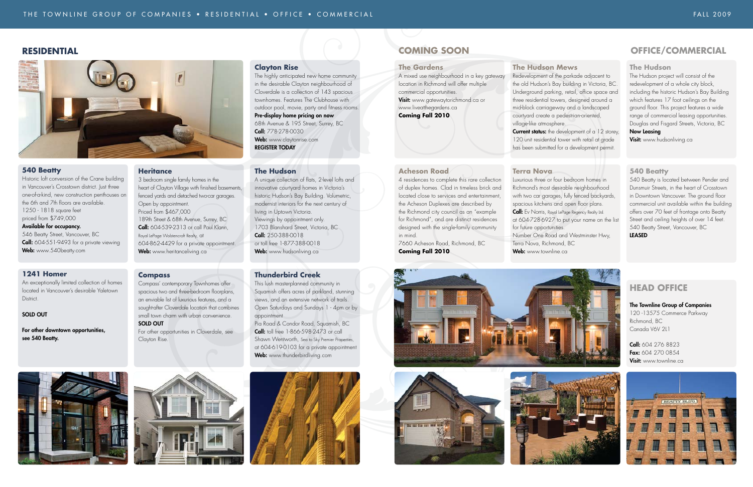## RESIDENTIAL

### Clayton Rise

The highly anticipated new home community in the desirable Clayton neighbourhood of Cloverdale is a collection of 143 spacious townhomes. Features The Clubhouse with outdoor pool, movie, party and fitness rooms.

**Pre-display home pricing on now**

68th Avenue & 195 Street, Surrey, BC

**Call:** 778-278-0030

**Web:** www.claytonrise.com

**REGISTER TODAY**

### 540 Beatty

Historic loft conversion of the Crane building in Vancouver's Crosstown district. Just three one-of-a-kind, new construction penthouses on the 6th and 7th floors are available.

1250 - 1818 square feet

priced from $749,000

**Available for occupancy.**

546 Beatty Street, Vancouver, BC

**Call:** 604-551-9493 for a private viewing

**Web:** www.540beatty.com

### Heritance

3 bedroom single family homes in the heart of Clayton Village with finished basements, fenced yards and detached two-car garages.

Open by appointment.

Priced from $467,000

189th Street & 68th Avenue, Surrey, BC

**Call:** 604-539-2313 or call Paul Klann, Royal LePage Wolstencroft Realty, at 604-862-4429 for a private appointment.

**Web:** www.heritanceliving.ca

### The Hudson

A unique collection of flats, 2-level lofts and innovative courtyard homes in Victoria's historic Hudson's Bay Building. Volumetric, modernist interiors for the next century of living in Uptown Victoria.

Viewings by appointment only.

1703 Blanshard Street, Victoria, BC

**Call:** 250-388-0018

or toll free 1-877-388-0018

**Web:** www.hudsonliving.ca

### 1241 Homer

An exceptionally limited collection of homes located in Vancouver's desirable Yaletown District.

**SOLD OUT**

**For other downtown opportunities, see 540 Beatty.**

### Compass

Compass' contemporary Townhomes offer spacious two and three-bedroom floorplans, an enviable list of luxurious features, and a sought-after Cloverdale location that combines small town charm with urban convenience.

**SOLD OUT**

For other opportunities in Cloverdale, see Clayton Rise.

### Thunderbird Creek

This lush masterplanned community in Squamish offers acres of parkland, stunning views, and an extensive network of trails.

Open Saturdays and Sundays 1 - 4pm or by appointment

Pia Road & Condor Road, Squamish, BC

**Call:** toll free 1-866-598-2473 or call Shawn Wentworth, Sea to Sky Premier Properties, at 604-619-0103 for a private appointment

**Web:** www.thunderbirdliving.com

## COMING SOON

### The Gardens

A mixed use neighbourhood in a key gateway location in Richmond will offer multiple commercial opportunities.

**Visit:** www.gatewaytorichmond.ca or www.liveatthegardens.ca

**Coming Fall 2010**

### The Hudson Mews

Redevelopment of the parkade adjacent to the old Hudson's Bay building in Victoria, BC. Underground parking, retail, office space and three residential towers, designed around a mid-block carriageway and a landscaped courtyard create a pedestrian-oriented, village-like atmosphere.

**Current status:** the development of a 12 storey, 120 unit residential tower with retail at grade has been submitted for a development permit.

### Acheson Road

4 residences to complete this rare collection of duplex homes. Clad in timeless brick and located close to services and entertainment, the Acheson Duplexes are described by the Richmond city council as an "example for Richmond", and are distinct residences designed with the single-family community in mind.

7660 Acheson Road, Richmond, BC

**Coming Fall 2010**

### Terra Nova

Luxurious three or four bedroom homes in Richmond's most desirable neighbourhood with two car garages, fully fenced backyards, spacious kitchens and open floor plans.

**Call:** Ev Norris, Royal LePage Regency Realty Ltd. at 604-728-6927 to put your name on the list for future opportunities.

Number One Road and Westminster Hwy, Terra Nova, Richmond, BC

**Web:** www.townline.ca

## OFFICE/COMMERCIAL

### The Hudson

The Hudson project will consist of the redevelopment of a whole city block, including the historic Hudson's Bay Building which features 17 foot ceilings on the ground floor. This project features a wide range of commercial leasing opportunities.

Douglas and Fisgard Streets, Victoria, BC

**Now Leasing**

**Visit:** www.hudsonliving.ca

### 540 Beatty

540 Beatty is located between Pender and Dunsmuir Streets, in the heart of Crosstown in Downtown Vancouver. The ground floor commercial unit available within the building offers over 70 feet of frontage onto Beatty Street and ceiling heights of over 14 feet.

540 Beatty Street, Vancouver, BC

**LEASED**

## HEAD OFFICE

**The Townline Group of Companies**

120 -13575 Commerce Parkway

Richmond, BC

Canada V6V 2L1

**Call:** 604 276 8823

**Fax:** 604 270 0854

**Visit:** www.townline.ca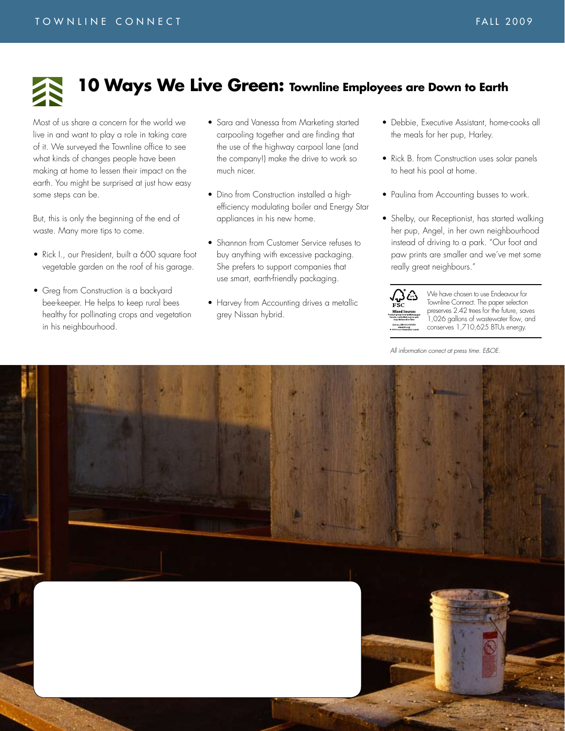# 10 Ways We Live Green: Townline Employees are Down to Earth

Most of us share a concern for the world we live in and want to play a role in taking care of it. We surveyed the Townline office to see what kinds of changes people have been making at home to lessen their impact on the earth. You might be surprised at just how easy some steps can be.

But, this is only the beginning of the end of waste. Many more tips to come.

- Rick I., our President, built a 600 square foot vegetable garden on the roof of his garage.
- Greg from Construction is a backyard bee-keeper. He helps to keep rural bees healthy for pollinating crops and vegetation in his neighbourhood.
- Sara and Vanessa from Marketing started carpooling together and are finding that the use of the highway carpool lane (and the company!) make the drive to work so much nicer.
- Dino from Construction installed a high-efficiency modulating boiler and Energy Star appliances in his new home.
- Shannon from Customer Service refuses to buy anything with excessive packaging. She prefers to support companies that use smart, earth-friendly packaging.
- Harvey from Accounting drives a metallic grey Nissan hybrid.
- Debbie, Executive Assistant, home-cooks all the meals for her pup, Harley.
- Rick B. from Construction uses solar panels to heat his pool at home.
- Paulina from Accounting busses to work.
- Shelby, our Receptionist, has started walking her pup, Angel, in her own neighbourhood instead of driving to a park. "Our foot and paw prints are smaller and we've met some really great neighbours."

We have chosen to use Endeavour for Townline Connect. The paper selection preserves 2.42 trees for the future, saves 1,026 gallons of wastewater flow, and conserves 1,710,625 BTUs energy.

*All information correct at press time. E&OE.*